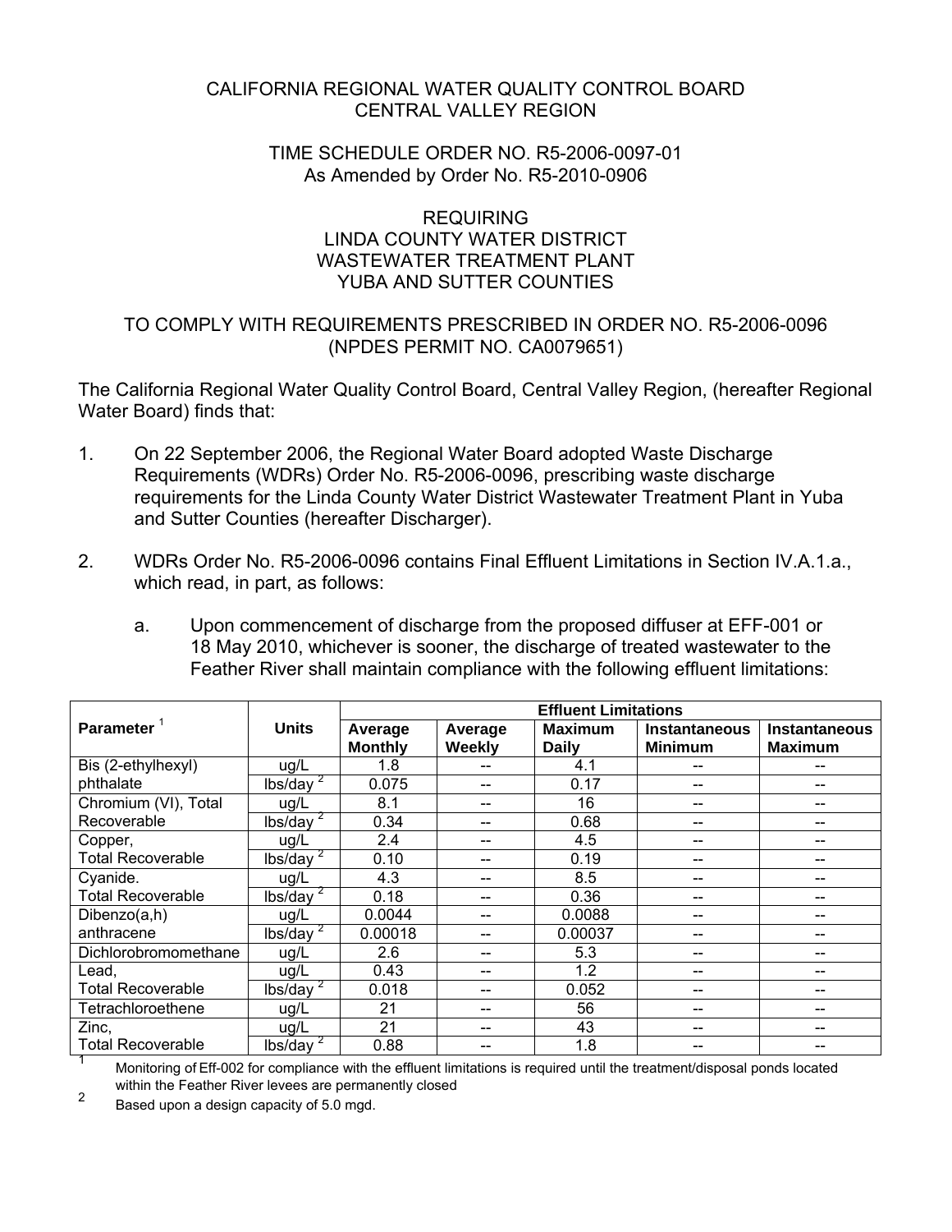CALIFORNIA REGIONAL WATER QUALITY CONTROL BOARD
CENTRAL VALLEY REGION

TIME SCHEDULE ORDER NO. R5-2006-0097-01
As Amended by Order No. R5-2010-0906

REQUIRING
LINDA COUNTY WATER DISTRICT
WASTEWATER TREATMENT PLANT
YUBA AND SUTTER COUNTIES

TO COMPLY WITH REQUIREMENTS PRESCRIBED IN ORDER NO. R5-2006-0096
(NPDES PERMIT NO. CA0079651)

The California Regional Water Quality Control Board, Central Valley Region, (hereafter Regional Water Board) finds that:

1. On 22 September 2006, the Regional Water Board adopted Waste Discharge Requirements (WDRs) Order No. R5-2006-0096, prescribing waste discharge requirements for the Linda County Water District Wastewater Treatment Plant in Yuba and Sutter Counties (hereafter Discharger).

2. WDRs Order No. R5-2006-0096 contains Final Effluent Limitations in Section IV.A.1.a., which read, in part, as follows:

   a. Upon commencement of discharge from the proposed diffuser at EFF-001 or 18 May 2010, whichever is sooner, the discharge of treated wastewater to the Feather River shall maintain compliance with the following effluent limitations:

| Parameter [1] | Units | Effluent Limitations | | | | |
|---|---|---|---|---|---|---|
| | | Average Monthly | Average Weekly | Maximum Daily | Instantaneous Minimum | Instantaneous Maximum |
| Bis (2-ethylhexyl) phthalate | ug/L | 1.8 | -- | 4.1 | -- | -- |
| | lbs/day [2] | 0.075 | -- | 0.17 | -- | -- |
| Chromium (VI), Total Recoverable | ug/L | 8.1 | -- | 16 | -- | -- |
| | lbs/day [2] | 0.34 | -- | 0.68 | -- | -- |
| Copper, Total Recoverable | ug/L | 2.4 | -- | 4.5 | -- | -- |
| | lbs/day [2] | 0.10 | -- | 0.19 | -- | -- |
| Cyanide. Total Recoverable | ug/L | 4.3 | -- | 8.5 | -- | -- |
| | lbs/day [2] | 0.18 | -- | 0.36 | -- | -- |
| Dibenzo(a,h) anthracene | ug/L | 0.0044 | -- | 0.0088 | -- | -- |
| | lbs/day [2] | 0.00018 | -- | 0.00037 | -- | -- |
| Dichlorobromomethane | ug/L | 2.6 | -- | 5.3 | -- | -- |
| Lead, Total Recoverable | ug/L | 0.43 | -- | 1.2 | -- | -- |
| | lbs/day [2] | 0.018 | -- | 0.052 | -- | -- |
| Tetrachloroethene | ug/L | 21 | -- | 56 | -- | -- |
| Zinc, Total Recoverable | ug/L | 21 | -- | 43 | -- | -- |
| | lbs/day [2] | 0.88 | -- | 1.8 | -- | -- |

[1] Monitoring of Eff-002 for compliance with the effluent limitations is required until the treatment/disposal ponds located within the Feather River levees are permanently closed

[2] Based upon a design capacity of 5.0 mgd.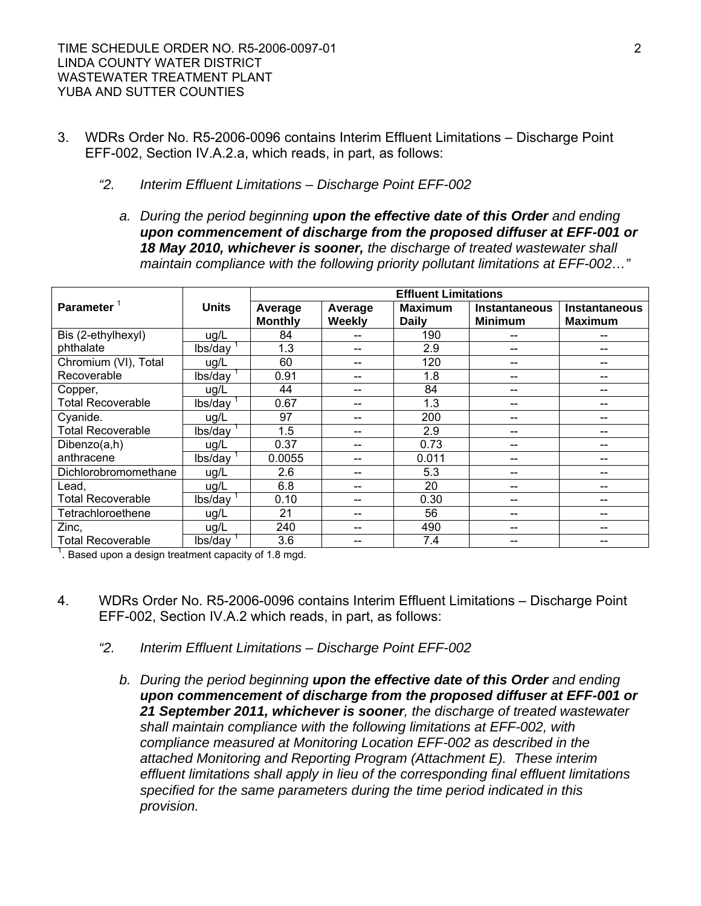3. WDRs Order No. R5-2006-0096 contains Interim Effluent Limitations – Discharge Point EFF-002, Section IV.A.2.a, which reads, in part, as follows:

   *"2. Interim Effluent Limitations – Discharge Point EFF-002*

   *a. During the period beginning **upon the effective date of this Order** and ending **upon commencement of discharge from the proposed diffuser at EFF-001 or 18 May 2010, whichever is sooner,** the discharge of treated wastewater shall maintain compliance with the following priority pollutant limitations at EFF-002…"*

| Parameter [1] | Units | Effluent Limitations | | | | |
|---|---|---|---|---|---|---|
| | | Average Monthly | Average Weekly | Maximum Daily | Instantaneous Minimum | Instantaneous Maximum |
| Bis (2-ethylhexyl) | ug/L | 84 | -- | 190 | -- | -- |
| phthalate | lbs/day [1] | 1.3 | -- | 2.9 | -- | -- |
| Chromium (VI), Total | ug/L | 60 | -- | 120 | -- | -- |
| Recoverable | lbs/day [1] | 0.91 | -- | 1.8 | -- | -- |
| Copper, | ug/L | 44 | -- | 84 | -- | -- |
| Total Recoverable | lbs/day [1] | 0.67 | -- | 1.3 | -- | -- |
| Cyanide. | ug/L | 97 | -- | 200 | -- | -- |
| Total Recoverable | lbs/day [1] | 1.5 | -- | 2.9 | -- | -- |
| Dibenzo(a,h) | ug/L | 0.37 | -- | 0.73 | -- | -- |
| anthracene | lbs/day [1] | 0.0055 | -- | 0.011 | -- | -- |
| Dichlorobromomethane | ug/L | 2.6 | -- | 5.3 | -- | -- |
| Lead, | ug/L | 6.8 | -- | 20 | -- | -- |
| Total Recoverable | lbs/day [1] | 0.10 | -- | 0.30 | -- | -- |
| Tetrachloroethene | ug/L | 21 | -- | 56 | -- | -- |
| Zinc, | ug/L | 240 | -- | 490 | -- | -- |
| Total Recoverable | lbs/day [1] | 3.6 | -- | 7.4 | -- | -- |

[1]. Based upon a design treatment capacity of 1.8 mgd.

4. WDRs Order No. R5-2006-0096 contains Interim Effluent Limitations – Discharge Point EFF-002, Section IV.A.2 which reads, in part, as follows:

   *"2. Interim Effluent Limitations – Discharge Point EFF-002*

   *b. During the period beginning **upon the effective date of this Order** and ending **upon commencement of discharge from the proposed diffuser at EFF-001 or 21 September 2011, whichever is sooner**, the discharge of treated wastewater shall maintain compliance with the following limitations at EFF-002, with compliance measured at Monitoring Location EFF-002 as described in the attached Monitoring and Reporting Program (Attachment E). These interim effluent limitations shall apply in lieu of the corresponding final effluent limitations specified for the same parameters during the time period indicated in this provision.*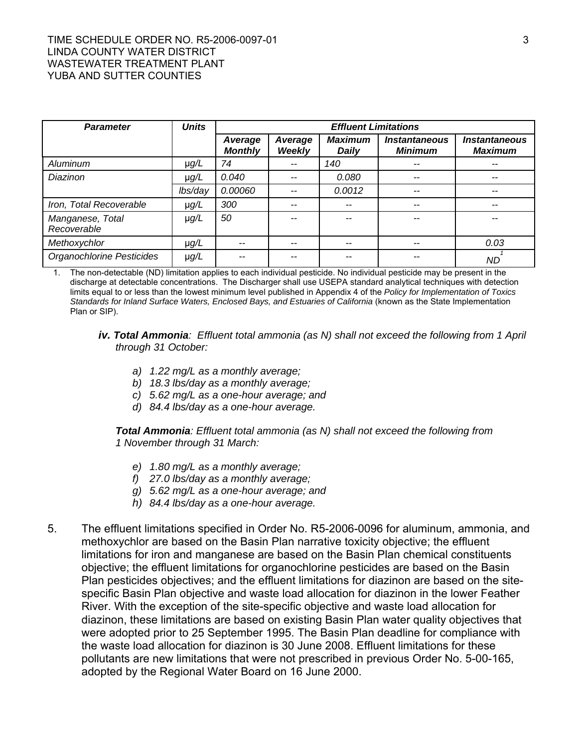| *Parameter* | *Units* | *Effluent Limitations* | | | | |
|---|---|---|---|---|---|---|
| | | *Average Monthly* | *Average Weekly* | *Maximum Daily* | *Instantaneous Minimum* | *Instantaneous Maximum* |
| *Aluminum* | µg/L | *74* | -- | *140* | -- | -- |
| *Diazinon* | µg/L | *0.040* | -- | *0.080* | -- | -- |
| | *lbs/day* | *0.00060* | -- | *0.0012* | -- | -- |
| *Iron, Total Recoverable* | µg/L | *300* | -- | -- | -- | -- |
| *Manganese, Total Recoverable* | µg/L | *50* | -- | -- | -- | -- |
| *Methoxychlor* | µg/L | -- | -- | -- | -- | *0.03* |
| *Organochlorine Pesticides* | µg/L | -- | -- | -- | -- | *ND*[1] |

1. The non-detectable (ND) limitation applies to each individual pesticide. No individual pesticide may be present in the discharge at detectable concentrations. The Discharger shall use USEPA standard analytical techniques with detection limits equal to or less than the lowest minimum level published in Appendix 4 of the *Policy for Implementation of Toxics Standards for Inland Surface Waters, Enclosed Bays, and Estuaries of California* (known as the State Implementation Plan or SIP).

***iv. Total Ammonia**: Effluent total ammonia (as N) shall not exceed the following from 1 April through 31 October:*

- *a) 1.22 mg/L as a monthly average;*
- *b) 18.3 lbs/day as a monthly average;*
- *c) 5.62 mg/L as a one-hour average; and*
- *d) 84.4 lbs/day as a one-hour average.*

***Total Ammonia**: Effluent total ammonia (as N) shall not exceed the following from 1 November through 31 March:*

- *e) 1.80 mg/L as a monthly average;*
- *f) 27.0 lbs/day as a monthly average;*
- *g) 5.62 mg/L as a one-hour average; and*
- *h) 84.4 lbs/day as a one-hour average.*

5. The effluent limitations specified in Order No. R5-2006-0096 for aluminum, ammonia, and methoxychlor are based on the Basin Plan narrative toxicity objective; the effluent limitations for iron and manganese are based on the Basin Plan chemical constituents objective; the effluent limitations for organochlorine pesticides are based on the Basin Plan pesticides objectives; and the effluent limitations for diazinon are based on the site-specific Basin Plan objective and waste load allocation for diazinon in the lower Feather River. With the exception of the site-specific objective and waste load allocation for diazinon, these limitations are based on existing Basin Plan water quality objectives that were adopted prior to 25 September 1995. The Basin Plan deadline for compliance with the waste load allocation for diazinon is 30 June 2008. Effluent limitations for these pollutants are new limitations that were not prescribed in previous Order No. 5-00-165, adopted by the Regional Water Board on 16 June 2000.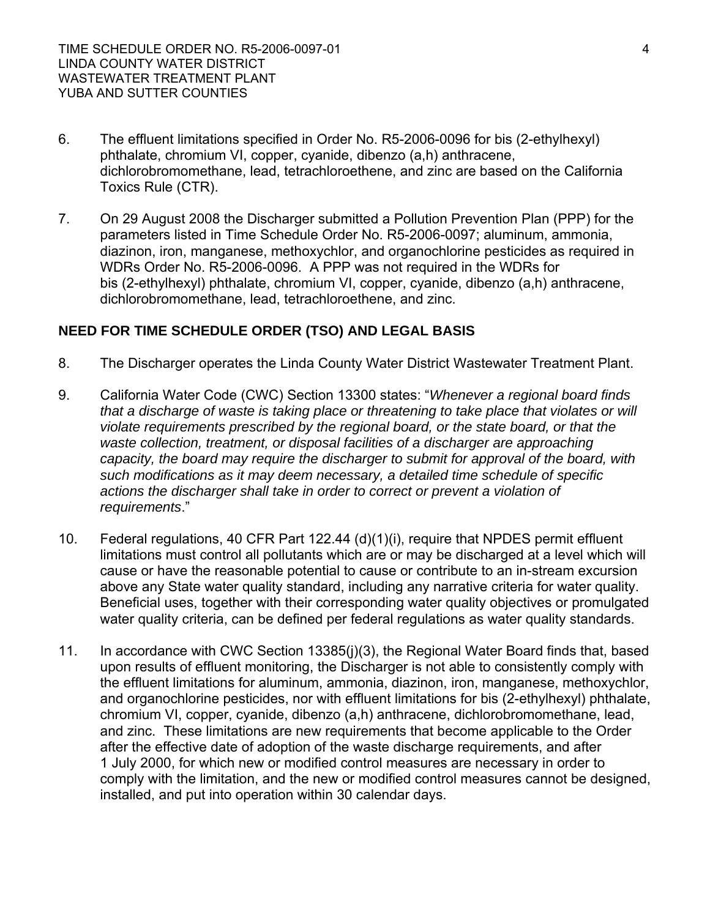6. The effluent limitations specified in Order No. R5-2006-0096 for bis (2-ethylhexyl) phthalate, chromium VI, copper, cyanide, dibenzo (a,h) anthracene, dichlorobromomethane, lead, tetrachloroethene, and zinc are based on the California Toxics Rule (CTR).

7. On 29 August 2008 the Discharger submitted a Pollution Prevention Plan (PPP) for the parameters listed in Time Schedule Order No. R5-2006-0097; aluminum, ammonia, diazinon, iron, manganese, methoxychlor, and organochlorine pesticides as required in WDRs Order No. R5-2006-0096. A PPP was not required in the WDRs for bis (2-ethylhexyl) phthalate, chromium VI, copper, cyanide, dibenzo (a,h) anthracene, dichlorobromomethane, lead, tetrachloroethene, and zinc.

## NEED FOR TIME SCHEDULE ORDER (TSO) AND LEGAL BASIS

8. The Discharger operates the Linda County Water District Wastewater Treatment Plant.

9. California Water Code (CWC) Section 13300 states: "*Whenever a regional board finds that a discharge of waste is taking place or threatening to take place that violates or will violate requirements prescribed by the regional board, or the state board, or that the waste collection, treatment, or disposal facilities of a discharger are approaching capacity, the board may require the discharger to submit for approval of the board, with such modifications as it may deem necessary, a detailed time schedule of specific actions the discharger shall take in order to correct or prevent a violation of requirements*."

10. Federal regulations, 40 CFR Part 122.44 (d)(1)(i), require that NPDES permit effluent limitations must control all pollutants which are or may be discharged at a level which will cause or have the reasonable potential to cause or contribute to an in-stream excursion above any State water quality standard, including any narrative criteria for water quality. Beneficial uses, together with their corresponding water quality objectives or promulgated water quality criteria, can be defined per federal regulations as water quality standards.

11. In accordance with CWC Section 13385(j)(3), the Regional Water Board finds that, based upon results of effluent monitoring, the Discharger is not able to consistently comply with the effluent limitations for aluminum, ammonia, diazinon, iron, manganese, methoxychlor, and organochlorine pesticides, nor with effluent limitations for bis (2-ethylhexyl) phthalate, chromium VI, copper, cyanide, dibenzo (a,h) anthracene, dichlorobromomethane, lead, and zinc. These limitations are new requirements that become applicable to the Order after the effective date of adoption of the waste discharge requirements, and after 1 July 2000, for which new or modified control measures are necessary in order to comply with the limitation, and the new or modified control measures cannot be designed, installed, and put into operation within 30 calendar days.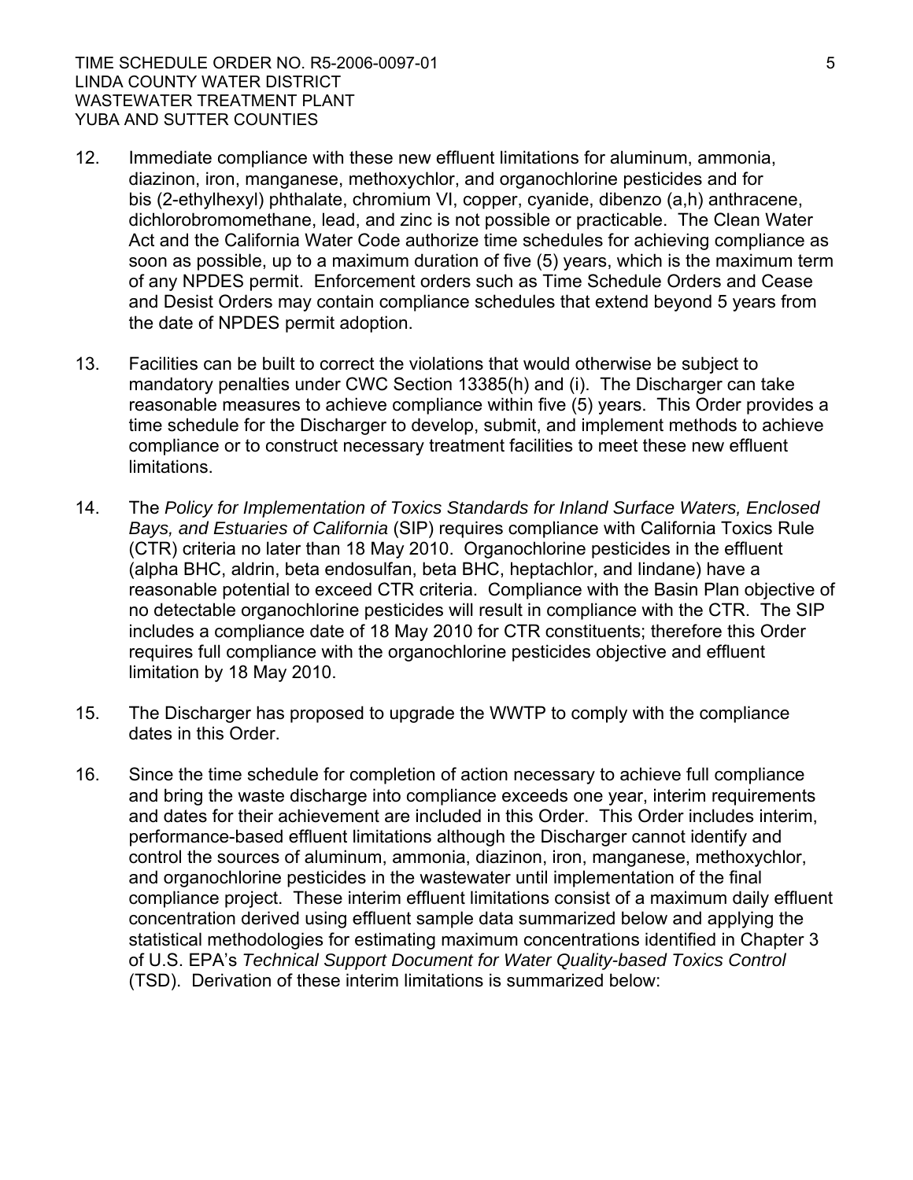12. Immediate compliance with these new effluent limitations for aluminum, ammonia, diazinon, iron, manganese, methoxychlor, and organochlorine pesticides and for bis (2-ethylhexyl) phthalate, chromium VI, copper, cyanide, dibenzo (a,h) anthracene, dichlorobromomethane, lead, and zinc is not possible or practicable. The Clean Water Act and the California Water Code authorize time schedules for achieving compliance as soon as possible, up to a maximum duration of five (5) years, which is the maximum term of any NPDES permit. Enforcement orders such as Time Schedule Orders and Cease and Desist Orders may contain compliance schedules that extend beyond 5 years from the date of NPDES permit adoption.

13. Facilities can be built to correct the violations that would otherwise be subject to mandatory penalties under CWC Section 13385(h) and (i). The Discharger can take reasonable measures to achieve compliance within five (5) years. This Order provides a time schedule for the Discharger to develop, submit, and implement methods to achieve compliance or to construct necessary treatment facilities to meet these new effluent limitations.

14. The *Policy for Implementation of Toxics Standards for Inland Surface Waters, Enclosed Bays, and Estuaries of California* (SIP) requires compliance with California Toxics Rule (CTR) criteria no later than 18 May 2010. Organochlorine pesticides in the effluent (alpha BHC, aldrin, beta endosulfan, beta BHC, heptachlor, and lindane) have a reasonable potential to exceed CTR criteria. Compliance with the Basin Plan objective of no detectable organochlorine pesticides will result in compliance with the CTR. The SIP includes a compliance date of 18 May 2010 for CTR constituents; therefore this Order requires full compliance with the organochlorine pesticides objective and effluent limitation by 18 May 2010.

15. The Discharger has proposed to upgrade the WWTP to comply with the compliance dates in this Order.

16. Since the time schedule for completion of action necessary to achieve full compliance and bring the waste discharge into compliance exceeds one year, interim requirements and dates for their achievement are included in this Order. This Order includes interim, performance-based effluent limitations although the Discharger cannot identify and control the sources of aluminum, ammonia, diazinon, iron, manganese, methoxychlor, and organochlorine pesticides in the wastewater until implementation of the final compliance project. These interim effluent limitations consist of a maximum daily effluent concentration derived using effluent sample data summarized below and applying the statistical methodologies for estimating maximum concentrations identified in Chapter 3 of U.S. EPA's *Technical Support Document for Water Quality-based Toxics Control* (TSD). Derivation of these interim limitations is summarized below: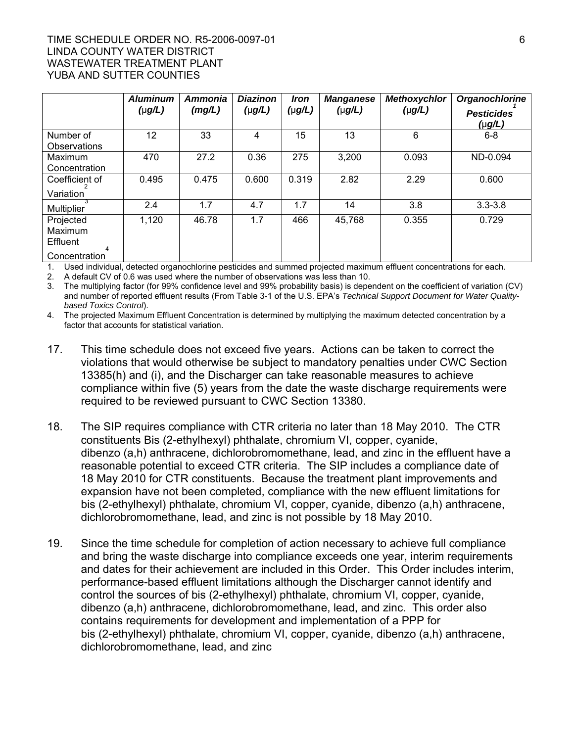| | *Aluminum (μg/L)* | *Ammonia (mg/L)* | *Diazinon (μg/L)* | *Iron (μg/L)* | *Manganese (μg/L)* | *Methoxychlor (μg/L)* | *Organochlorine Pesticides[1] (μg/L)* |
|---|---|---|---|---|---|---|---|
| Number of Observations | 12 | 33 | 4 | 15 | 13 | 6 | 6-8 |
| Maximum Concentration | 470 | 27.2 | 0.36 | 275 | 3,200 | 0.093 | ND-0.094 |
| Coefficient of Variation[2] | 0.495 | 0.475 | 0.600 | 0.319 | 2.82 | 2.29 | 0.600 |
| Multiplier[3] | 2.4 | 1.7 | 4.7 | 1.7 | 14 | 3.8 | 3.3-3.8 |
| Projected Maximum Effluent Concentration[4] | 1,120 | 46.78 | 1.7 | 466 | 45,768 | 0.355 | 0.729 |

1. Used individual, detected organochlorine pesticides and summed projected maximum effluent concentrations for each.
2. A default CV of 0.6 was used where the number of observations was less than 10.
3. The multiplying factor (for 99% confidence level and 99% probability basis) is dependent on the coefficient of variation (CV) and number of reported effluent results (From Table 3-1 of the U.S. EPA's *Technical Support Document for Water Quality-based Toxics Control*).
4. The projected Maximum Effluent Concentration is determined by multiplying the maximum detected concentration by a factor that accounts for statistical variation.

17. This time schedule does not exceed five years. Actions can be taken to correct the violations that would otherwise be subject to mandatory penalties under CWC Section 13385(h) and (i), and the Discharger can take reasonable measures to achieve compliance within five (5) years from the date the waste discharge requirements were required to be reviewed pursuant to CWC Section 13380.

18. The SIP requires compliance with CTR criteria no later than 18 May 2010. The CTR constituents Bis (2-ethylhexyl) phthalate, chromium VI, copper, cyanide, dibenzo (a,h) anthracene, dichlorobromomethane, lead, and zinc in the effluent have a reasonable potential to exceed CTR criteria. The SIP includes a compliance date of 18 May 2010 for CTR constituents. Because the treatment plant improvements and expansion have not been completed, compliance with the new effluent limitations for bis (2-ethylhexyl) phthalate, chromium VI, copper, cyanide, dibenzo (a,h) anthracene, dichlorobromomethane, lead, and zinc is not possible by 18 May 2010.

19. Since the time schedule for completion of action necessary to achieve full compliance and bring the waste discharge into compliance exceeds one year, interim requirements and dates for their achievement are included in this Order. This Order includes interim, performance-based effluent limitations although the Discharger cannot identify and control the sources of bis (2-ethylhexyl) phthalate, chromium VI, copper, cyanide, dibenzo (a,h) anthracene, dichlorobromomethane, lead, and zinc. This order also contains requirements for development and implementation of a PPP for bis (2-ethylhexyl) phthalate, chromium VI, copper, cyanide, dibenzo (a,h) anthracene, dichlorobromomethane, lead, and zinc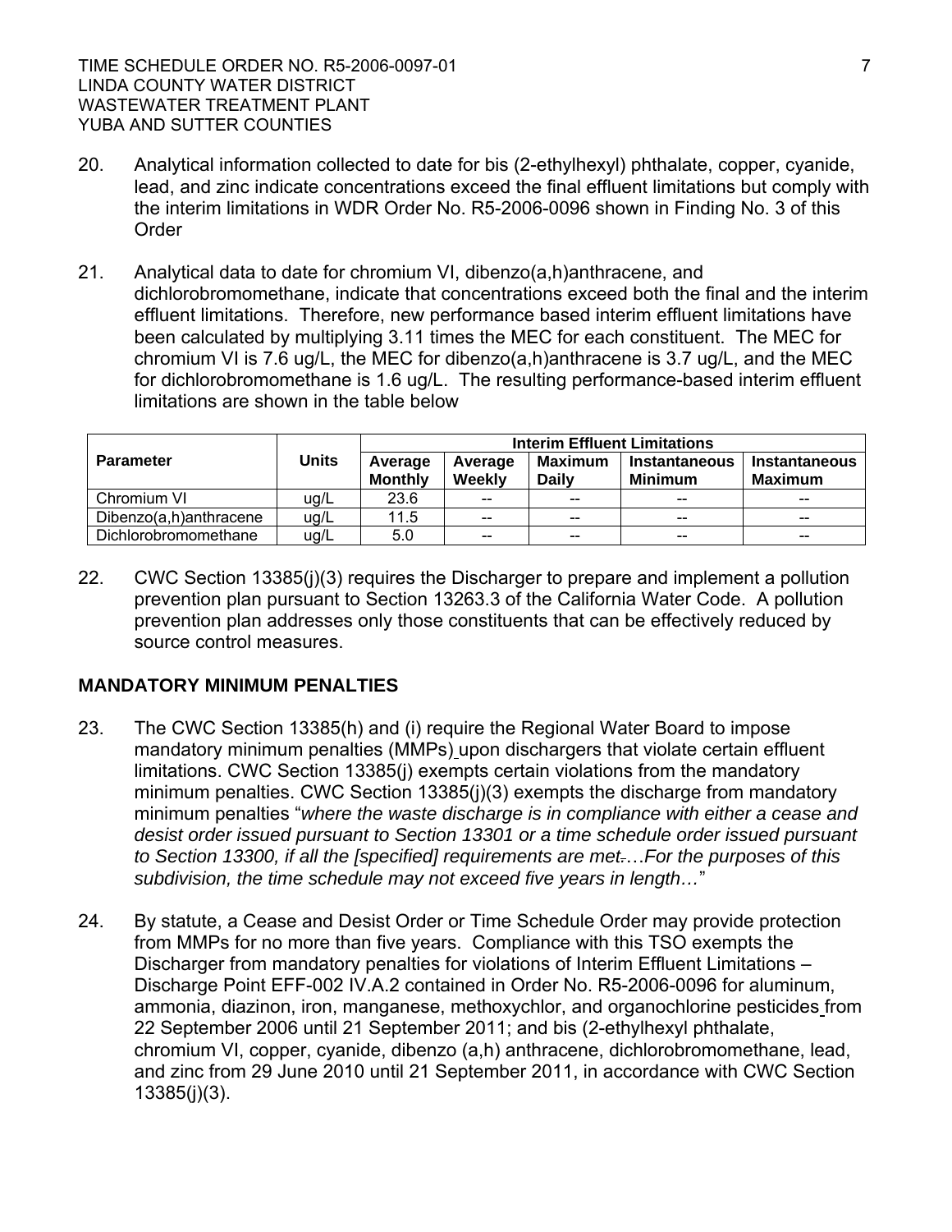20. Analytical information collected to date for bis (2-ethylhexyl) phthalate, copper, cyanide, lead, and zinc indicate concentrations exceed the final effluent limitations but comply with the interim limitations in WDR Order No. R5-2006-0096 shown in Finding No. 3 of this Order

21. Analytical data to date for chromium VI, dibenzo(a,h)anthracene, and dichlorobromomethane, indicate that concentrations exceed both the final and the interim effluent limitations. Therefore, new performance based interim effluent limitations have been calculated by multiplying 3.11 times the MEC for each constituent. The MEC for chromium VI is 7.6 ug/L, the MEC for dibenzo(a,h)anthracene is 3.7 ug/L, and the MEC for dichlorobromomethane is 1.6 ug/L. The resulting performance-based interim effluent limitations are shown in the table below

| Parameter | Units | Interim Effluent Limitations | | | | |
|---|---|---|---|---|---|---|
| | | Average Monthly | Average Weekly | Maximum Daily | Instantaneous Minimum | Instantaneous Maximum |
| Chromium VI | ug/L | 23.6 | -- | -- | -- | -- |
| Dibenzo(a,h)anthracene | ug/L | 11.5 | -- | -- | -- | -- |
| Dichlorobromomethane | ug/L | 5.0 | -- | -- | -- | -- |

22. CWC Section 13385(j)(3) requires the Discharger to prepare and implement a pollution prevention plan pursuant to Section 13263.3 of the California Water Code. A pollution prevention plan addresses only those constituents that can be effectively reduced by source control measures.

## MANDATORY MINIMUM PENALTIES

23. The CWC Section 13385(h) and (i) require the Regional Water Board to impose mandatory minimum penalties (MMPs) upon dischargers that violate certain effluent limitations. CWC Section 13385(j) exempts certain violations from the mandatory minimum penalties. CWC Section 13385(j)(3) exempts the discharge from mandatory minimum penalties "*where the waste discharge is in compliance with either a cease and desist order issued pursuant to Section 13301 or a time schedule order issued pursuant to Section 13300, if all the [specified] requirements are met.…For the purposes of this subdivision, the time schedule may not exceed five years in length…*"

24. By statute, a Cease and Desist Order or Time Schedule Order may provide protection from MMPs for no more than five years. Compliance with this TSO exempts the Discharger from mandatory penalties for violations of Interim Effluent Limitations – Discharge Point EFF-002 IV.A.2 contained in Order No. R5-2006-0096 for aluminum, ammonia, diazinon, iron, manganese, methoxychlor, and organochlorine pesticides from 22 September 2006 until 21 September 2011; and bis (2-ethylhexyl phthalate, chromium VI, copper, cyanide, dibenzo (a,h) anthracene, dichlorobromomethane, lead, and zinc from 29 June 2010 until 21 September 2011, in accordance with CWC Section 13385(j)(3).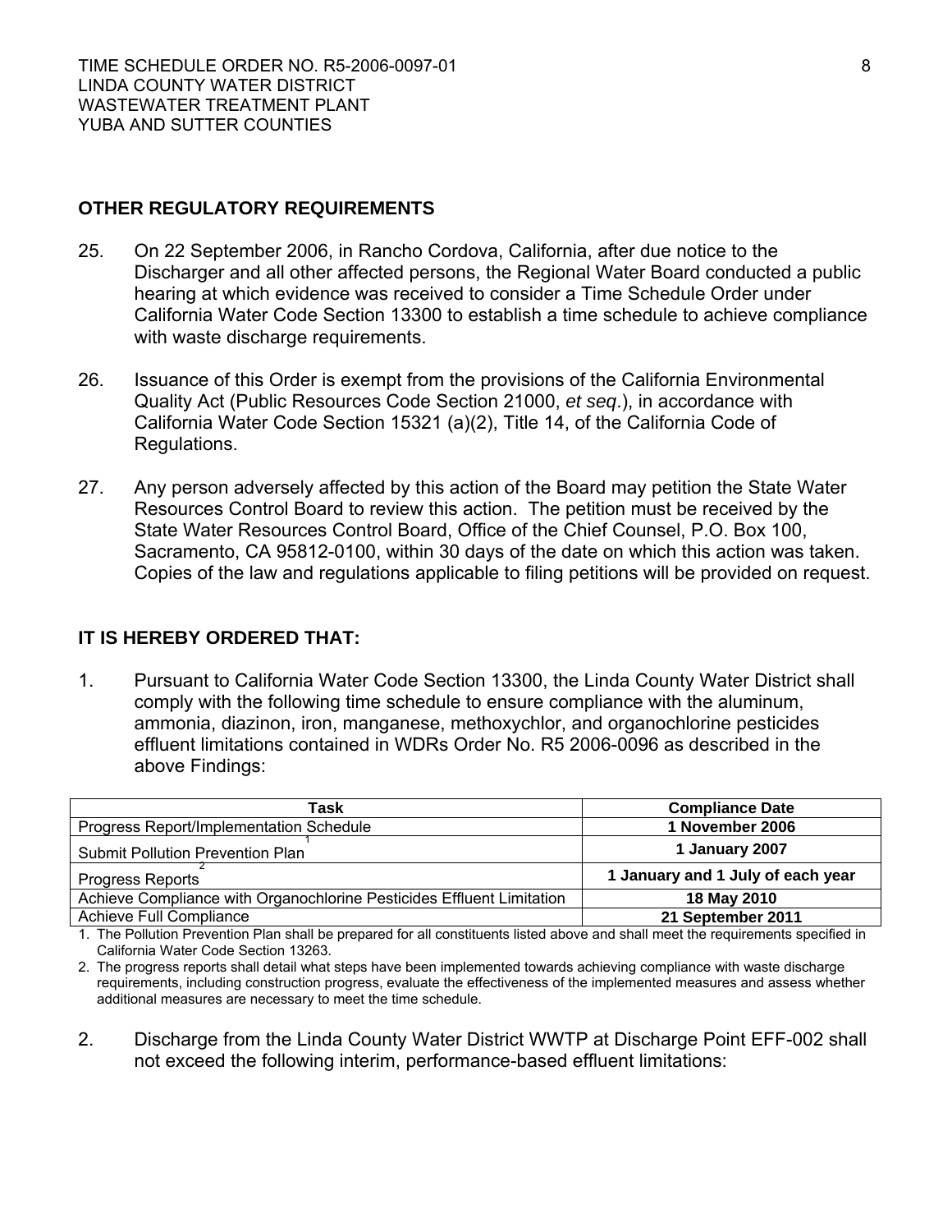## OTHER REGULATORY REQUIREMENTS

25. On 22 September 2006, in Rancho Cordova, California, after due notice to the Discharger and all other affected persons, the Regional Water Board conducted a public hearing at which evidence was received to consider a Time Schedule Order under California Water Code Section 13300 to establish a time schedule to achieve compliance with waste discharge requirements.

26. Issuance of this Order is exempt from the provisions of the California Environmental Quality Act (Public Resources Code Section 21000, *et seq*.), in accordance with California Water Code Section 15321 (a)(2), Title 14, of the California Code of Regulations.

27. Any person adversely affected by this action of the Board may petition the State Water Resources Control Board to review this action. The petition must be received by the State Water Resources Control Board, Office of the Chief Counsel, P.O. Box 100, Sacramento, CA 95812-0100, within 30 days of the date on which this action was taken. Copies of the law and regulations applicable to filing petitions will be provided on request.

## IT IS HEREBY ORDERED THAT:

1. Pursuant to California Water Code Section 13300, the Linda County Water District shall comply with the following time schedule to ensure compliance with the aluminum, ammonia, diazinon, iron, manganese, methoxychlor, and organochlorine pesticides effluent limitations contained in WDRs Order No. R5 2006-0096 as described in the above Findings:

| Task | Compliance Date |
|---|---|
| Progress Report/Implementation Schedule | **1 November 2006** |
| Submit Pollution Prevention Plan[1] | **1 January 2007** |
| Progress Reports[2] | **1 January and 1 July of each year** |
| Achieve Compliance with Organochlorine Pesticides Effluent Limitation | **18 May 2010** |
| Achieve Full Compliance | **21 September 2011** |

1. The Pollution Prevention Plan shall be prepared for all constituents listed above and shall meet the requirements specified in California Water Code Section 13263.
2. The progress reports shall detail what steps have been implemented towards achieving compliance with waste discharge requirements, including construction progress, evaluate the effectiveness of the implemented measures and assess whether additional measures are necessary to meet the time schedule.

2. Discharge from the Linda County Water District WWTP at Discharge Point EFF-002 shall not exceed the following interim, performance-based effluent limitations: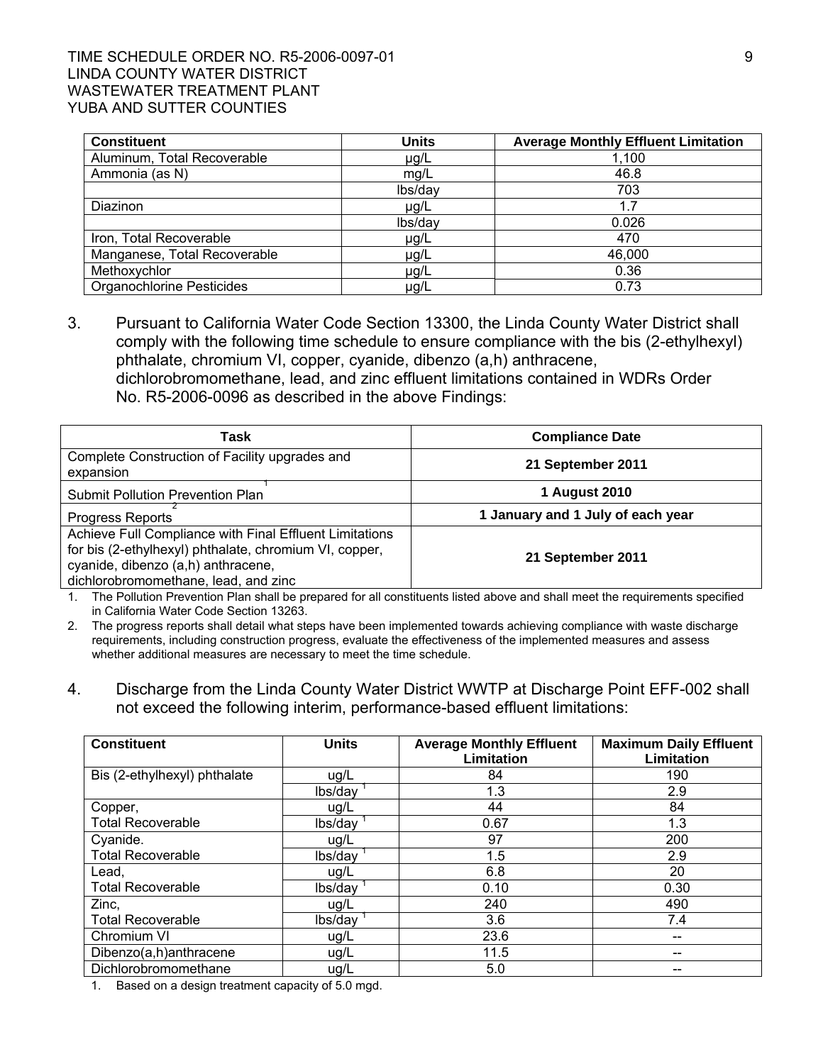| Constituent | Units | Average Monthly Effluent Limitation |
|---|---|---|
| Aluminum, Total Recoverable | µg/L | 1,100 |
| Ammonia (as N) | mg/L | 46.8 |
| | lbs/day | 703 |
| Diazinon | µg/L | 1.7 |
| | lbs/day | 0.026 |
| Iron, Total Recoverable | µg/L | 470 |
| Manganese, Total Recoverable | µg/L | 46,000 |
| Methoxychlor | µg/L | 0.36 |
| Organochlorine Pesticides | µg/L | 0.73 |

3. Pursuant to California Water Code Section 13300, the Linda County Water District shall comply with the following time schedule to ensure compliance with the bis (2-ethylhexyl) phthalate, chromium VI, copper, cyanide, dibenzo (a,h) anthracene, dichlorobromomethane, lead, and zinc effluent limitations contained in WDRs Order No. R5-2006-0096 as described in the above Findings:

| Task | Compliance Date |
|---|---|
| Complete Construction of Facility upgrades and expansion | **21 September 2011** |
| Submit Pollution Prevention Plan[1] | **1 August 2010** |
| Progress Reports[2] | **1 January and 1 July of each year** |
| Achieve Full Compliance with Final Effluent Limitations for bis (2-ethylhexyl) phthalate, chromium VI, copper, cyanide, dibenzo (a,h) anthracene, dichlorobromomethane, lead, and zinc | **21 September 2011** |

1. The Pollution Prevention Plan shall be prepared for all constituents listed above and shall meet the requirements specified in California Water Code Section 13263.
2. The progress reports shall detail what steps have been implemented towards achieving compliance with waste discharge requirements, including construction progress, evaluate the effectiveness of the implemented measures and assess whether additional measures are necessary to meet the time schedule.

4. Discharge from the Linda County Water District WWTP at Discharge Point EFF-002 shall not exceed the following interim, performance-based effluent limitations:

| Constituent | Units | Average Monthly Effluent Limitation | Maximum Daily Effluent Limitation |
|---|---|---|---|
| Bis (2-ethylhexyl) phthalate | ug/L | 84 | 190 |
| | lbs/day[1] | 1.3 | 2.9 |
| Copper, | ug/L | 44 | 84 |
| Total Recoverable | lbs/day[1] | 0.67 | 1.3 |
| Cyanide. | ug/L | 97 | 200 |
| Total Recoverable | lbs/day[1] | 1.5 | 2.9 |
| Lead, | ug/L | 6.8 | 20 |
| Total Recoverable | lbs/day[1] | 0.10 | 0.30 |
| Zinc, | ug/L | 240 | 490 |
| Total Recoverable | lbs/day[1] | 3.6 | 7.4 |
| Chromium VI | ug/L | 23.6 | -- |
| Dibenzo(a,h)anthracene | ug/L | 11.5 | -- |
| Dichlorobromomethane | ug/L | 5.0 | -- |

1. Based on a design treatment capacity of 5.0 mgd.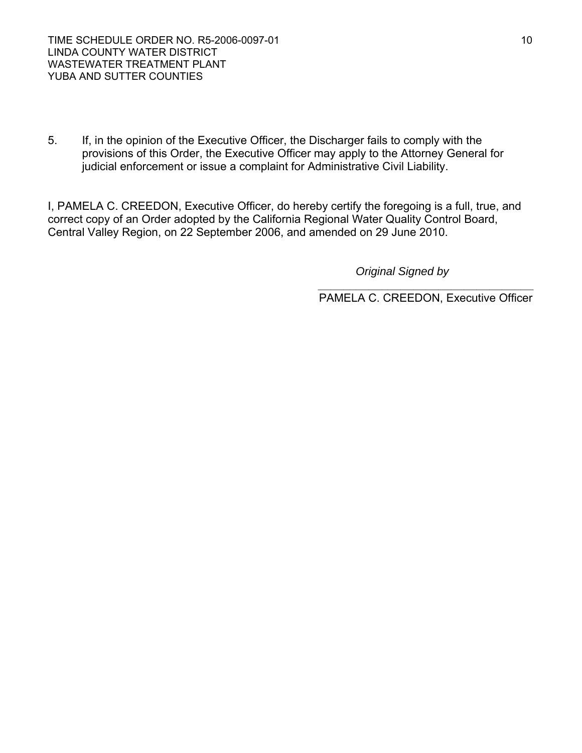5. If, in the opinion of the Executive Officer, the Discharger fails to comply with the provisions of this Order, the Executive Officer may apply to the Attorney General for judicial enforcement or issue a complaint for Administrative Civil Liability.

I, PAMELA C. CREEDON, Executive Officer, do hereby certify the foregoing is a full, true, and correct copy of an Order adopted by the California Regional Water Quality Control Board, Central Valley Region, on 22 September 2006, and amended on 29 June 2010.

*Original Signed by*

_______________________________

PAMELA C. CREEDON, Executive Officer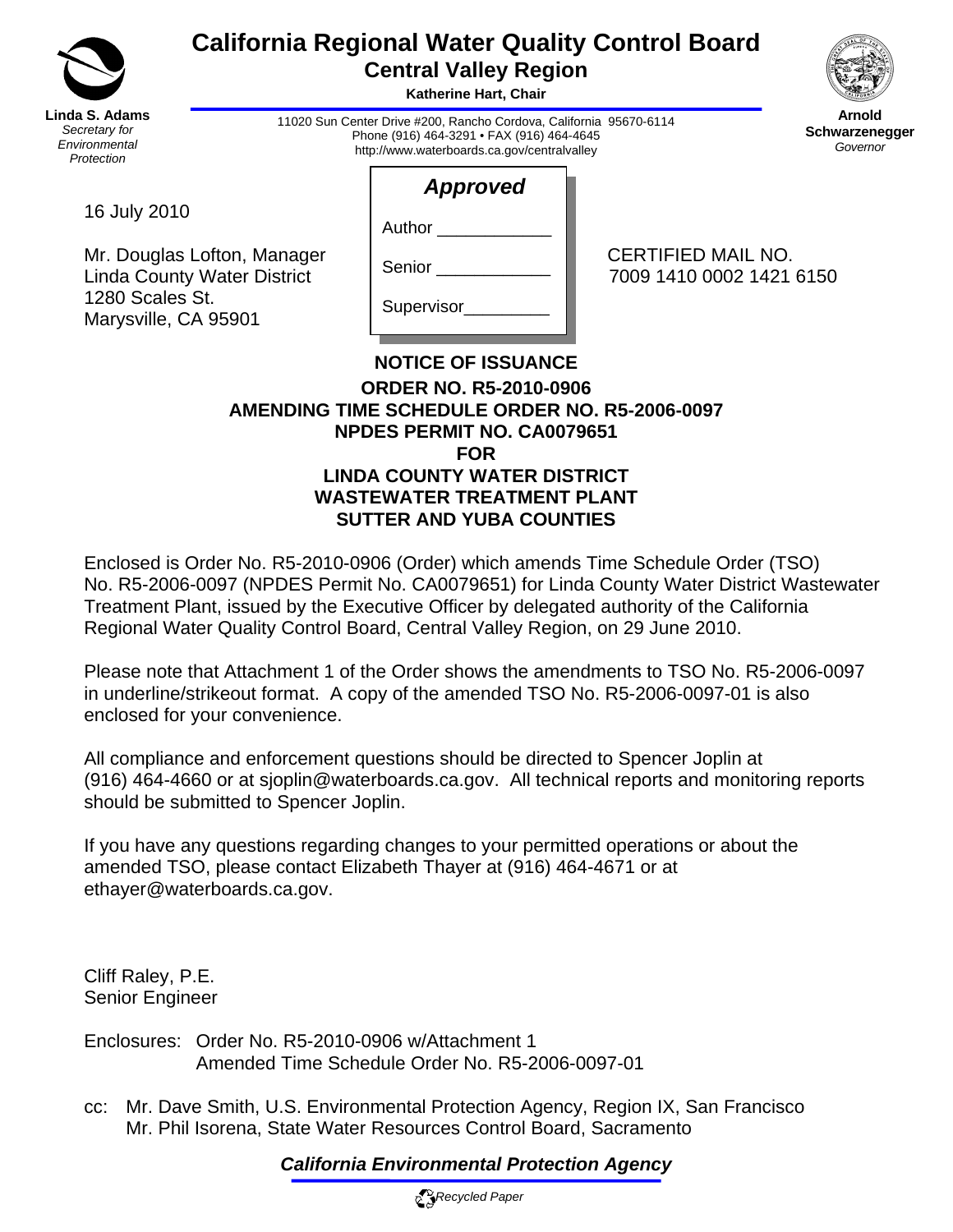**Linda S. Adams**
*Secretary for Environmental Protection*

# California Regional Water Quality Control Board
## Central Valley Region

**Katherine Hart, Chair**

11020 Sun Center Drive #200, Rancho Cordova, California 95670-6114
Phone (916) 464-3291 • FAX (916) 464-4645
http://www.waterboards.ca.gov/centralvalley

**Arnold Schwarzenegger**
*Governor*

| *Approved* |
|---|
| Author ___________ |
| Senior ___________ |
| Supervisor_________ |

16 July 2010

Mr. Douglas Lofton, Manager
Linda County Water District
1280 Scales St.
Marysville, CA 95901

CERTIFIED MAIL NO.
7009 1410 0002 1421 6150

**NOTICE OF ISSUANCE**
**ORDER NO. R5-2010-0906**
**AMENDING TIME SCHEDULE ORDER NO. R5-2006-0097**
**NPDES PERMIT NO. CA0079651**
**FOR**
**LINDA COUNTY WATER DISTRICT**
**WASTEWATER TREATMENT PLANT**
**SUTTER AND YUBA COUNTIES**

Enclosed is Order No. R5-2010-0906 (Order) which amends Time Schedule Order (TSO) No. R5-2006-0097 (NPDES Permit No. CA0079651) for Linda County Water District Wastewater Treatment Plant, issued by the Executive Officer by delegated authority of the California Regional Water Quality Control Board, Central Valley Region, on 29 June 2010.

Please note that Attachment 1 of the Order shows the amendments to TSO No. R5-2006-0097 in underline/strikeout format. A copy of the amended TSO No. R5-2006-0097-01 is also enclosed for your convenience.

All compliance and enforcement questions should be directed to Spencer Joplin at (916) 464-4660 or at sjoplin@waterboards.ca.gov. All technical reports and monitoring reports should be submitted to Spencer Joplin.

If you have any questions regarding changes to your permitted operations or about the amended TSO, please contact Elizabeth Thayer at (916) 464-4671 or at ethayer@waterboards.ca.gov.

Cliff Raley, P.E.
Senior Engineer

Enclosures: Order No. R5-2010-0906 w/Attachment 1
Amended Time Schedule Order No. R5-2006-0097-01

cc: Mr. Dave Smith, U.S. Environmental Protection Agency, Region IX, San Francisco
Mr. Phil Isorena, State Water Resources Control Board, Sacramento

***California Environmental Protection Agency***

*Recycled Paper*